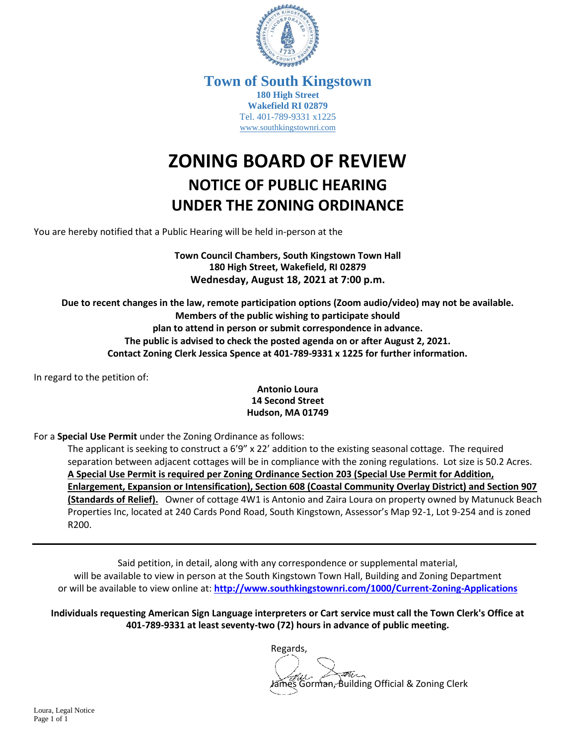**Town of South Kingstown**
**180 High Street**
**Wakefield RI 02879**
Tel. 401-789-9331 x1225
www.southkingstownri.com

# ZONING BOARD OF REVIEW

## NOTICE OF PUBLIC HEARING
## UNDER THE ZONING ORDINANCE

You are hereby notified that a Public Hearing will be held in-person at the

**Town Council Chambers, South Kingstown Town Hall**
**180 High Street, Wakefield, RI 02879**
**Wednesday, August 18, 2021 at 7:00 p.m.**

**Due to recent changes in the law, remote participation options (Zoom audio/video) may not be available. Members of the public wishing to participate should plan to attend in person or submit correspondence in advance. The public is advised to check the posted agenda on or after August 2, 2021. Contact Zoning Clerk Jessica Spence at 401-789-9331 x 1225 for further information.**

In regard to the petition of:

**Antonio Loura**
**14 Second Street**
**Hudson, MA 01749**

For a **Special Use Permit** under the Zoning Ordinance as follows:

The applicant is seeking to construct a 6'9" x 22' addition to the existing seasonal cottage. The required separation between adjacent cottages will be in compliance with the zoning regulations. Lot size is 50.2 Acres. **A Special Use Permit is required per Zoning Ordinance Section 203 (Special Use Permit for Addition, Enlargement, Expansion or Intensification), Section 608 (Coastal Community Overlay District) and Section 907 (Standards of Relief).** Owner of cottage 4W1 is Antonio and Zaira Loura on property owned by Matunuck Beach Properties Inc, located at 240 Cards Pond Road, South Kingstown, Assessor's Map 92-1, Lot 9-254 and is zoned R200.

---

Said petition, in detail, along with any correspondence or supplemental material, will be available to view in person at the South Kingstown Town Hall, Building and Zoning Department or will be available to view online at: **http://www.southkingstownri.com/1000/Current-Zoning-Applications**

**Individuals requesting American Sign Language interpreters or Cart service must call the Town Clerk's Office at 401-789-9331 at least seventy-two (72) hours in advance of public meeting.**

Regards,

James Gorman, Building Official & Zoning Clerk

Loura, Legal Notice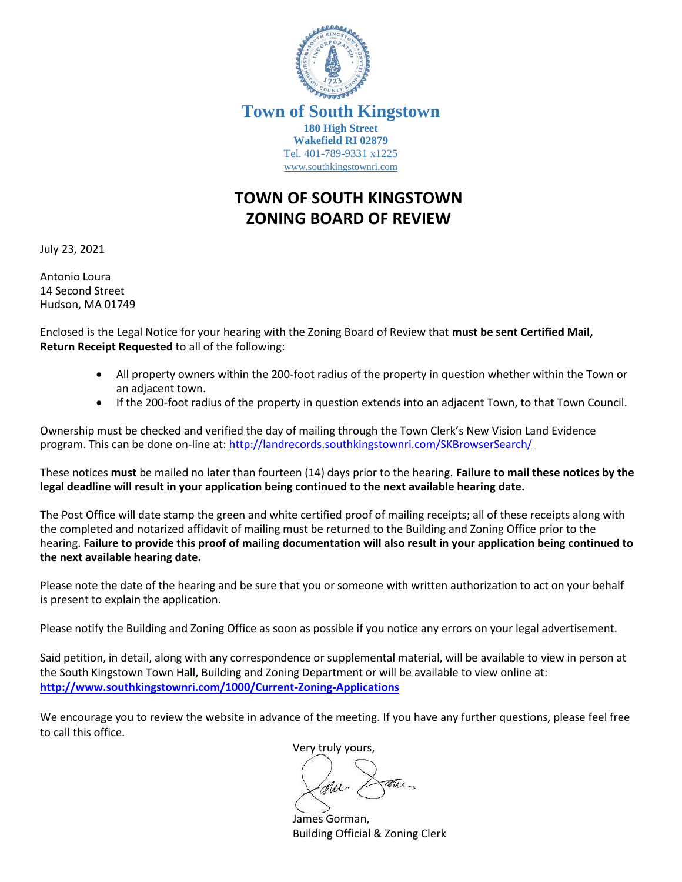# Town of South Kingstown

**180 High Street**
**Wakefield RI 02879**
Tel. 401-789-9331 x1225
www.southkingstownri.com

## TOWN OF SOUTH KINGSTOWN ZONING BOARD OF REVIEW

July 23, 2021

Antonio Loura
14 Second Street
Hudson, MA 01749

Enclosed is the Legal Notice for your hearing with the Zoning Board of Review that **must be sent Certified Mail, Return Receipt Requested** to all of the following:

- All property owners within the 200-foot radius of the property in question whether within the Town or an adjacent town.
- If the 200-foot radius of the property in question extends into an adjacent Town, to that Town Council.

Ownership must be checked and verified the day of mailing through the Town Clerk's New Vision Land Evidence program. This can be done on-line at: http://landrecords.southkingstownri.com/SKBrowserSearch/

These notices **must** be mailed no later than fourteen (14) days prior to the hearing. **Failure to mail these notices by the legal deadline will result in your application being continued to the next available hearing date.**

The Post Office will date stamp the green and white certified proof of mailing receipts; all of these receipts along with the completed and notarized affidavit of mailing must be returned to the Building and Zoning Office prior to the hearing. **Failure to provide this proof of mailing documentation will also result in your application being continued to the next available hearing date.**

Please note the date of the hearing and be sure that you or someone with written authorization to act on your behalf is present to explain the application.

Please notify the Building and Zoning Office as soon as possible if you notice any errors on your legal advertisement.

Said petition, in detail, along with any correspondence or supplemental material, will be available to view in person at the South Kingstown Town Hall, Building and Zoning Department or will be available to view online at: **http://www.southkingstownri.com/1000/Current-Zoning-Applications**

We encourage you to review the website in advance of the meeting. If you have any further questions, please feel free to call this office.

Very truly yours,

James Gorman,
Building Official & Zoning Clerk